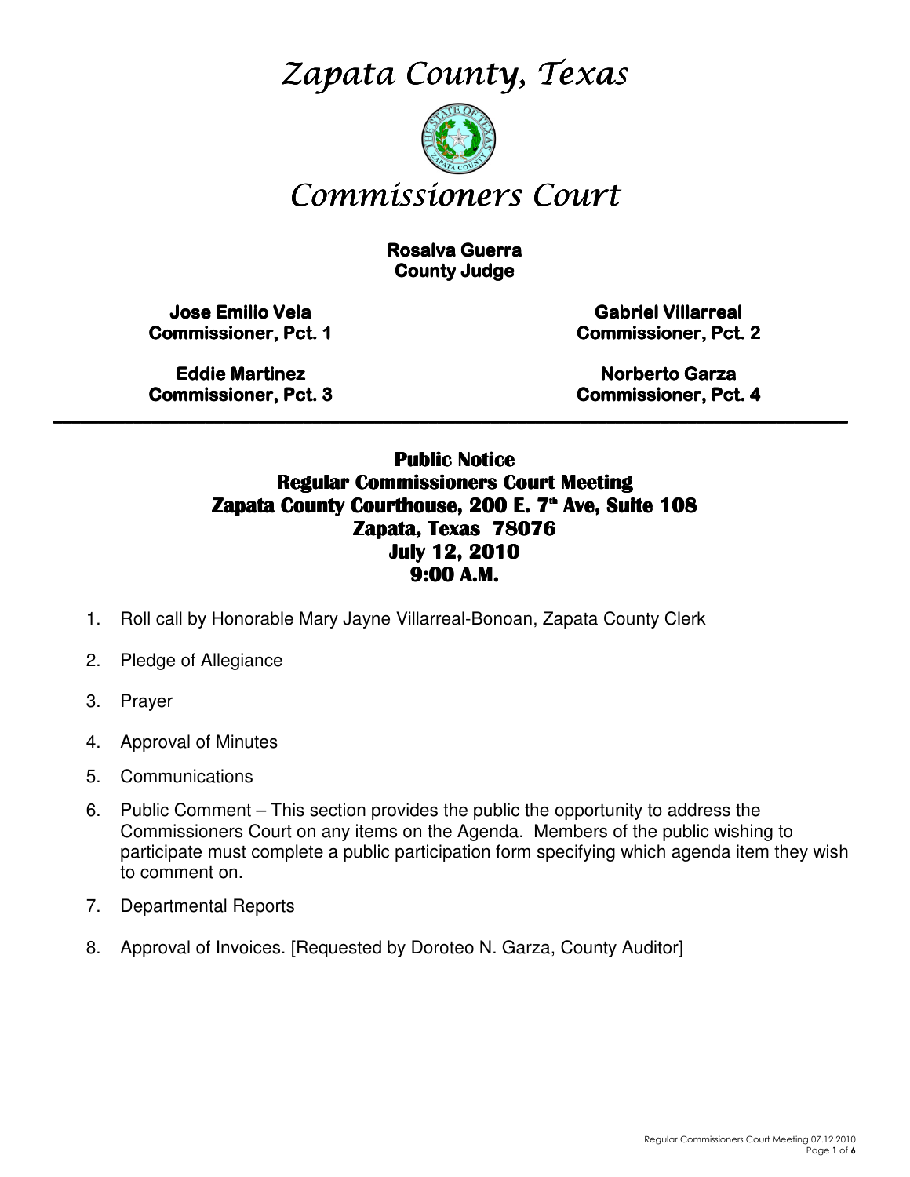# *Zapata County, Texas*

# *Commissioners Court*

**Rosalva Guerra**
**County Judge**

**Jose Emilio Vela**
**Commissioner, Pct. 1**

**Gabriel Villarreal**
**Commissioner, Pct. 2**

**Eddie Martinez**
**Commissioner, Pct. 3**

**Norberto Garza**
**Commissioner, Pct. 4**

---

## Public Notice
## Regular Commissioners Court Meeting
## Zapata County Courthouse, 200 E. 7th Ave, Suite 108
## Zapata, Texas 78076
## July 12, 2010
## 9:00 A.M.

1. Roll call by Honorable Mary Jayne Villarreal-Bonoan, Zapata County Clerk
2. Pledge of Allegiance
3. Prayer
4. Approval of Minutes
5. Communications
6. Public Comment – This section provides the public the opportunity to address the Commissioners Court on any items on the Agenda. Members of the public wishing to participate must complete a public participation form specifying which agenda item they wish to comment on.
7. Departmental Reports
8. Approval of Invoices. [Requested by Doroteo N. Garza, County Auditor]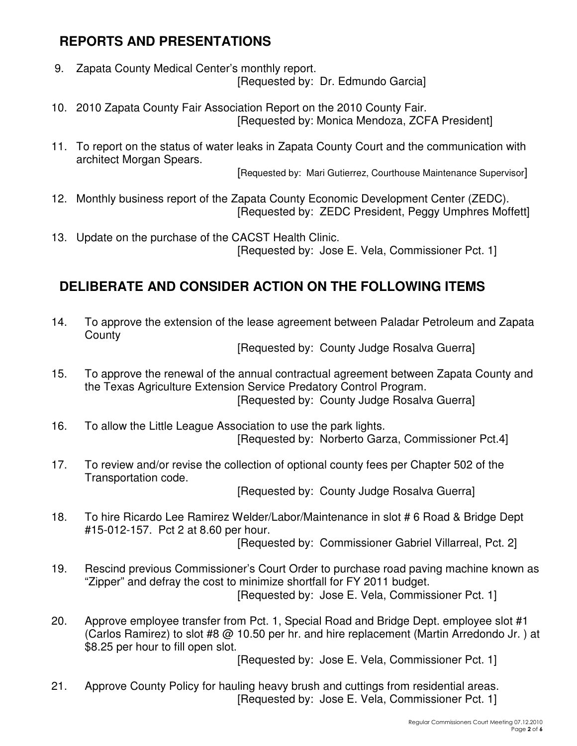## REPORTS AND PRESENTATIONS

9. Zapata County Medical Center's monthly report.
   [Requested by: Dr. Edmundo Garcia]

10. 2010 Zapata County Fair Association Report on the 2010 County Fair.
    [Requested by: Monica Mendoza, ZCFA President]

11. To report on the status of water leaks in Zapata County Court and the communication with architect Morgan Spears.
    [Requested by: Mari Gutierrez, Courthouse Maintenance Supervisor]

12. Monthly business report of the Zapata County Economic Development Center (ZEDC).
    [Requested by: ZEDC President, Peggy Umphres Moffett]

13. Update on the purchase of the CACST Health Clinic.
    [Requested by: Jose E. Vela, Commissioner Pct. 1]

## DELIBERATE AND CONSIDER ACTION ON THE FOLLOWING ITEMS

14. To approve the extension of the lease agreement between Paladar Petroleum and Zapata County
    [Requested by: County Judge Rosalva Guerra]

15. To approve the renewal of the annual contractual agreement between Zapata County and the Texas Agriculture Extension Service Predatory Control Program.
    [Requested by: County Judge Rosalva Guerra]

16. To allow the Little League Association to use the park lights.
    [Requested by: Norberto Garza, Commissioner Pct.4]

17. To review and/or revise the collection of optional county fees per Chapter 502 of the Transportation code.
    [Requested by: County Judge Rosalva Guerra]

18. To hire Ricardo Lee Ramirez Welder/Labor/Maintenance in slot # 6 Road & Bridge Dept #15-012-157. Pct 2 at 8.60 per hour.
    [Requested by: Commissioner Gabriel Villarreal, Pct. 2]

19. Rescind previous Commissioner's Court Order to purchase road paving machine known as "Zipper" and defray the cost to minimize shortfall for FY 2011 budget.
    [Requested by: Jose E. Vela, Commissioner Pct. 1]

20. Approve employee transfer from Pct. 1, Special Road and Bridge Dept. employee slot #1 (Carlos Ramirez) to slot #8 @ 10.50 per hr. and hire replacement (Martin Arredondo Jr. ) at $8.25 per hour to fill open slot.
    [Requested by: Jose E. Vela, Commissioner Pct. 1]

21. Approve County Policy for hauling heavy brush and cuttings from residential areas.
    [Requested by: Jose E. Vela, Commissioner Pct. 1]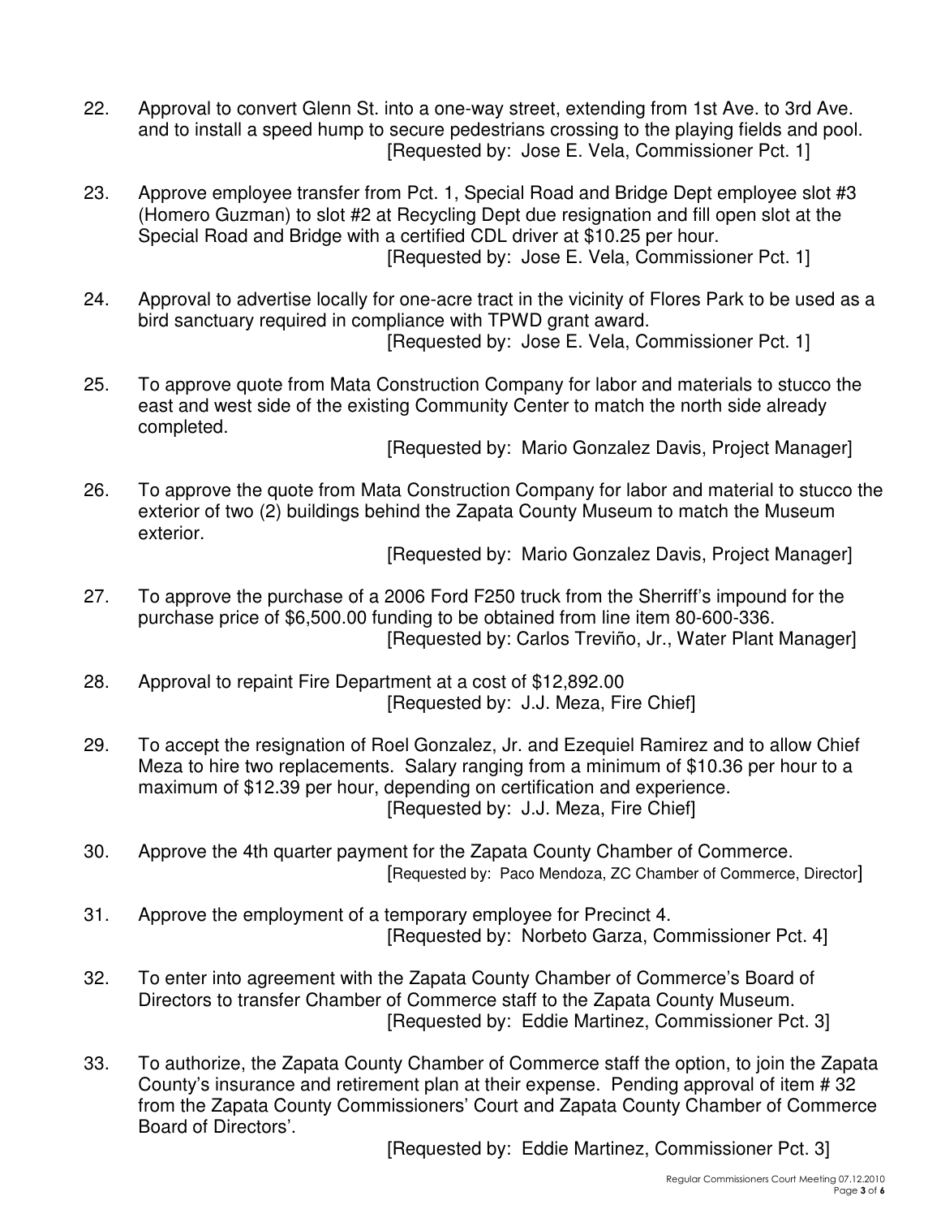22. Approval to convert Glenn St. into a one-way street, extending from 1st Ave. to 3rd Ave. and to install a speed hump to secure pedestrians crossing to the playing fields and pool.
    [Requested by: Jose E. Vela, Commissioner Pct. 1]

23. Approve employee transfer from Pct. 1, Special Road and Bridge Dept employee slot #3 (Homero Guzman) to slot #2 at Recycling Dept due resignation and fill open slot at the Special Road and Bridge with a certified CDL driver at $10.25 per hour.
    [Requested by: Jose E. Vela, Commissioner Pct. 1]

24. Approval to advertise locally for one-acre tract in the vicinity of Flores Park to be used as a bird sanctuary required in compliance with TPWD grant award.
    [Requested by: Jose E. Vela, Commissioner Pct. 1]

25. To approve quote from Mata Construction Company for labor and materials to stucco the east and west side of the existing Community Center to match the north side already completed.
    [Requested by: Mario Gonzalez Davis, Project Manager]

26. To approve the quote from Mata Construction Company for labor and material to stucco the exterior of two (2) buildings behind the Zapata County Museum to match the Museum exterior.
    [Requested by: Mario Gonzalez Davis, Project Manager]

27. To approve the purchase of a 2006 Ford F250 truck from the Sherriff's impound for the purchase price of $6,500.00 funding to be obtained from line item 80-600-336.
    [Requested by: Carlos Treviño, Jr., Water Plant Manager]

28. Approval to repaint Fire Department at a cost of $12,892.00
    [Requested by: J.J. Meza, Fire Chief]

29. To accept the resignation of Roel Gonzalez, Jr. and Ezequiel Ramirez and to allow Chief Meza to hire two replacements. Salary ranging from a minimum of $10.36 per hour to a maximum of $12.39 per hour, depending on certification and experience.
    [Requested by: J.J. Meza, Fire Chief]

30. Approve the 4th quarter payment for the Zapata County Chamber of Commerce.
    [Requested by: Paco Mendoza, ZC Chamber of Commerce, Director]

31. Approve the employment of a temporary employee for Precinct 4.
    [Requested by: Norbeto Garza, Commissioner Pct. 4]

32. To enter into agreement with the Zapata County Chamber of Commerce's Board of Directors to transfer Chamber of Commerce staff to the Zapata County Museum.
    [Requested by: Eddie Martinez, Commissioner Pct. 3]

33. To authorize, the Zapata County Chamber of Commerce staff the option, to join the Zapata County's insurance and retirement plan at their expense. Pending approval of item # 32 from the Zapata County Commissioners' Court and Zapata County Chamber of Commerce Board of Directors'.
    [Requested by: Eddie Martinez, Commissioner Pct. 3]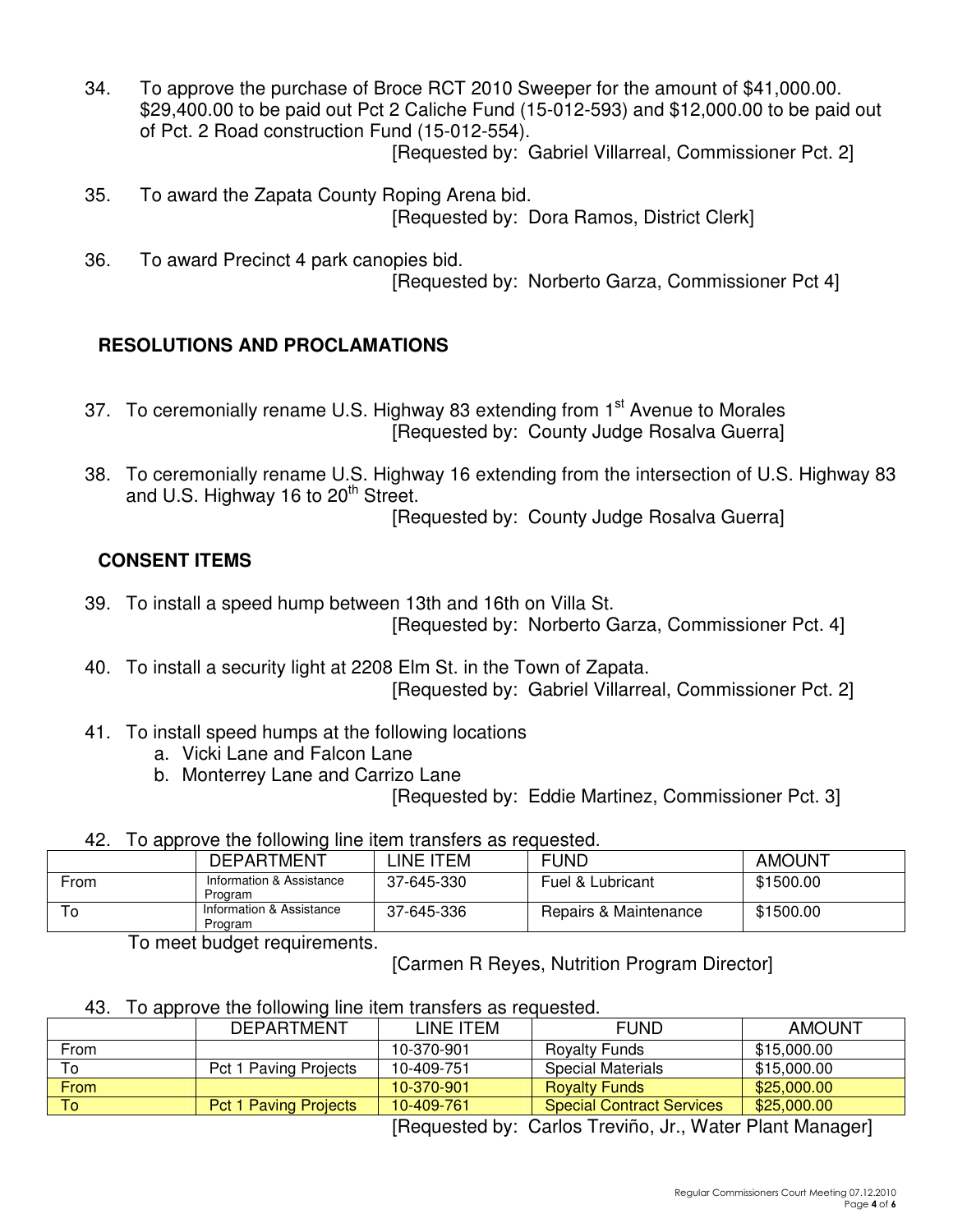34. To approve the purchase of Broce RCT 2010 Sweeper for the amount of $41,000.00. $29,400.00 to be paid out Pct 2 Caliche Fund (15-012-593) and $12,000.00 to be paid out of Pct. 2 Road construction Fund (15-012-554).
[Requested by: Gabriel Villarreal, Commissioner Pct. 2]

35. To award the Zapata County Roping Arena bid.
[Requested by: Dora Ramos, District Clerk]

36. To award Precinct 4 park canopies bid.
[Requested by: Norberto Garza, Commissioner Pct 4]

## RESOLUTIONS AND PROCLAMATIONS

37. To ceremonially rename U.S. Highway 83 extending from 1st Avenue to Morales
[Requested by: County Judge Rosalva Guerra]

38. To ceremonially rename U.S. Highway 16 extending from the intersection of U.S. Highway 83 and U.S. Highway 16 to 20th Street.
[Requested by: County Judge Rosalva Guerra]

## CONSENT ITEMS

39. To install a speed hump between 13th and 16th on Villa St.
[Requested by: Norberto Garza, Commissioner Pct. 4]

40. To install a security light at 2208 Elm St. in the Town of Zapata.
[Requested by: Gabriel Villarreal, Commissioner Pct. 2]

41. To install speed humps at the following locations
    a. Vicki Lane and Falcon Lane
    b. Monterrey Lane and Carrizo Lane

[Requested by: Eddie Martinez, Commissioner Pct. 3]

42. To approve the following line item transfers as requested.

| | DEPARTMENT | LINE ITEM | FUND | AMOUNT |
|---|---|---|---|---|
| From | Information & Assistance Program | 37-645-330 | Fuel & Lubricant | $1500.00 |
| To | Information & Assistance Program | 37-645-336 | Repairs & Maintenance | $1500.00 |

To meet budget requirements.

[Carmen R Reyes, Nutrition Program Director]

43. To approve the following line item transfers as requested.

| | DEPARTMENT | LINE ITEM | FUND | AMOUNT |
|---|---|---|---|---|
| From | | 10-370-901 | Royalty Funds | $15,000.00 |
| To | Pct 1 Paving Projects | 10-409-751 | Special Materials | $15,000.00 |
| From | | 10-370-901 | Royalty Funds | $25,000.00 |
| To | Pct 1 Paving Projects | 10-409-761 | Special Contract Services | $25,000.00 |

[Requested by: Carlos Treviño, Jr., Water Plant Manager]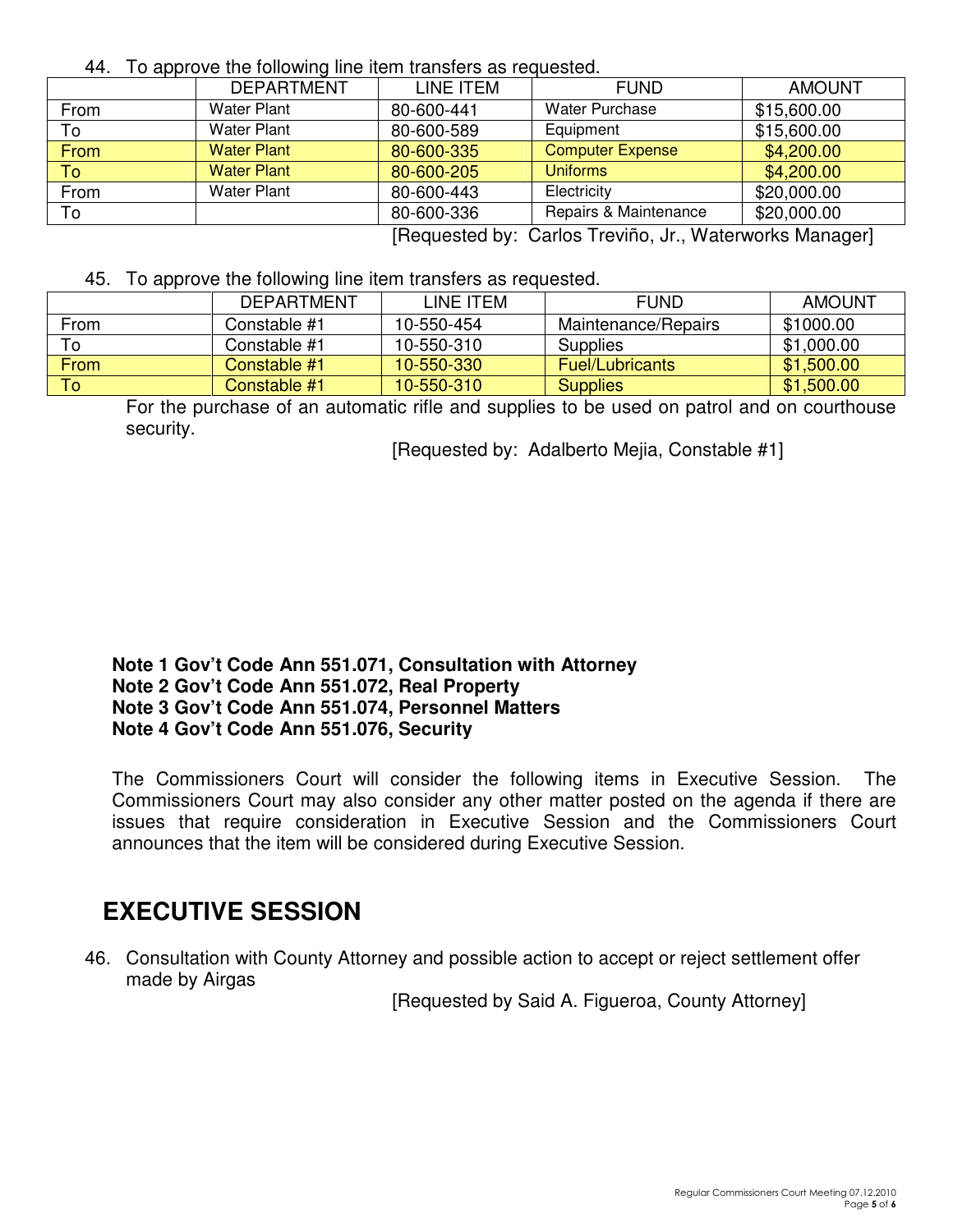44. To approve the following line item transfers as requested.

| | DEPARTMENT | LINE ITEM | FUND | AMOUNT |
|---|---|---|---|---|
| From | Water Plant | 80-600-441 | Water Purchase | $15,600.00 |
| To | Water Plant | 80-600-589 | Equipment | $15,600.00 |
| From | Water Plant | 80-600-335 | Computer Expense | $4,200.00 |
| To | Water Plant | 80-600-205 | Uniforms | $4,200.00 |
| From | Water Plant | 80-600-443 | Electricity | $20,000.00 |
| To | | 80-600-336 | Repairs & Maintenance | $20,000.00 |

[Requested by: Carlos Treviño, Jr., Waterworks Manager]

45. To approve the following line item transfers as requested.

| | DEPARTMENT | LINE ITEM | FUND | AMOUNT |
|---|---|---|---|---|
| From | Constable #1 | 10-550-454 | Maintenance/Repairs | $1000.00 |
| To | Constable #1 | 10-550-310 | Supplies | $1,000.00 |
| From | Constable #1 | 10-550-330 | Fuel/Lubricants | $1,500.00 |
| To | Constable #1 | 10-550-310 | Supplies | $1,500.00 |

For the purchase of an automatic rifle and supplies to be used on patrol and on courthouse security.

[Requested by: Adalberto Mejia, Constable #1]

**Note 1 Gov't Code Ann 551.071, Consultation with Attorney**
**Note 2 Gov't Code Ann 551.072, Real Property**
**Note 3 Gov't Code Ann 551.074, Personnel Matters**
**Note 4 Gov't Code Ann 551.076, Security**

The Commissioners Court will consider the following items in Executive Session. The Commissioners Court may also consider any other matter posted on the agenda if there are issues that require consideration in Executive Session and the Commissioners Court announces that the item will be considered during Executive Session.

## EXECUTIVE SESSION

46. Consultation with County Attorney and possible action to accept or reject settlement offer made by Airgas

[Requested by Said A. Figueroa, County Attorney]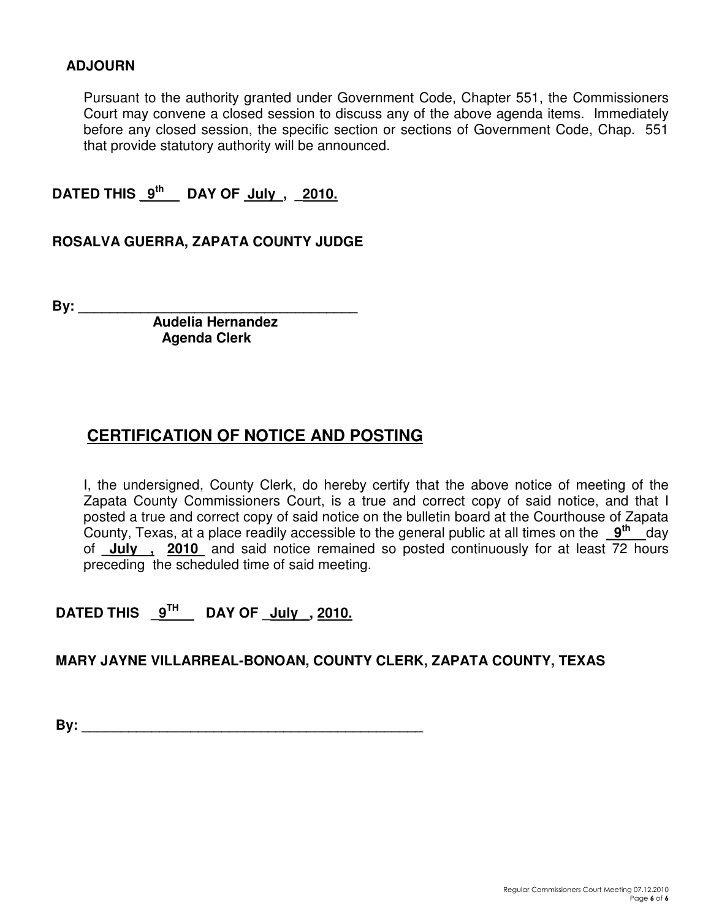**ADJOURN**

Pursuant to the authority granted under Government Code, Chapter 551, the Commissioners Court may convene a closed session to discuss any of the above agenda items. Immediately before any closed session, the specific section or sections of Government Code, Chap. 551 that provide statutory authority will be announced.

**DATED THIS 9th DAY OF July, 2010.**

**ROSALVA GUERRA, ZAPATA COUNTY JUDGE**

**By: ____________________________________**
**Audelia Hernandez**
**Agenda Clerk**

## CERTIFICATION OF NOTICE AND POSTING

I, the undersigned, County Clerk, do hereby certify that the above notice of meeting of the Zapata County Commissioners Court, is a true and correct copy of said notice, and that I posted a true and correct copy of said notice on the bulletin board at the Courthouse of Zapata County, Texas, at a place readily accessible to the general public at all times on the **9th** day of **July, 2010** and said notice remained so posted continuously for at least 72 hours preceding the scheduled time of said meeting.

**DATED THIS 9TH DAY OF July, 2010.**

**MARY JAYNE VILLARREAL-BONOAN, COUNTY CLERK, ZAPATA COUNTY, TEXAS**

**By: ____________________________________________**